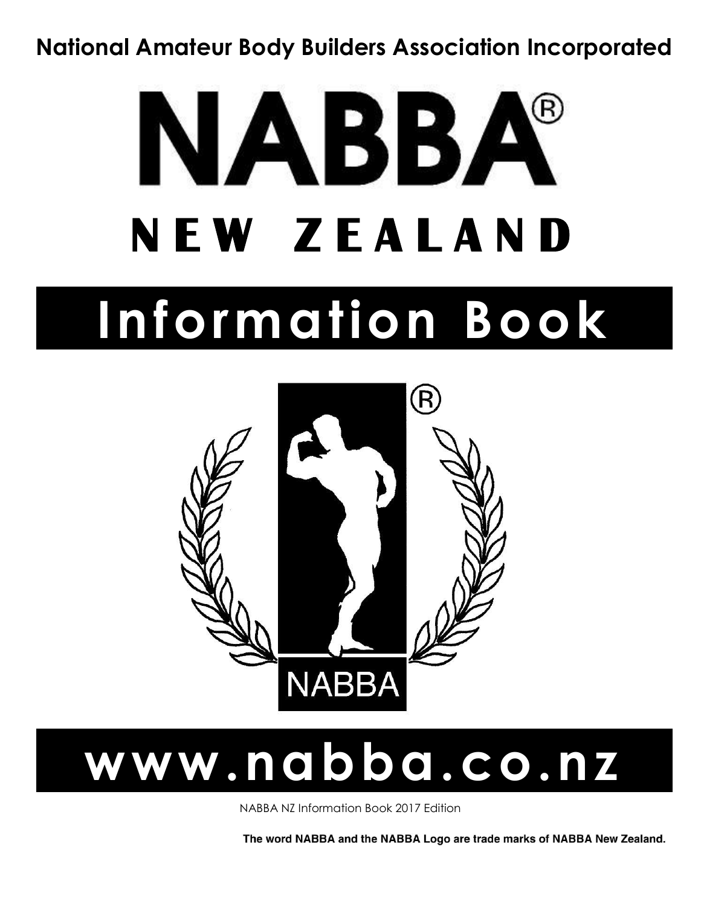**National Amateur Body Builders Association Incorporated**

# NABBA®

## NEW ZEALAND

# Information Book

## www.nabba.co.nz

NABBA NZ Information Book 2017 Edition

**The word NABBA and the NABBA Logo are trade marks of NABBA New Zealand.**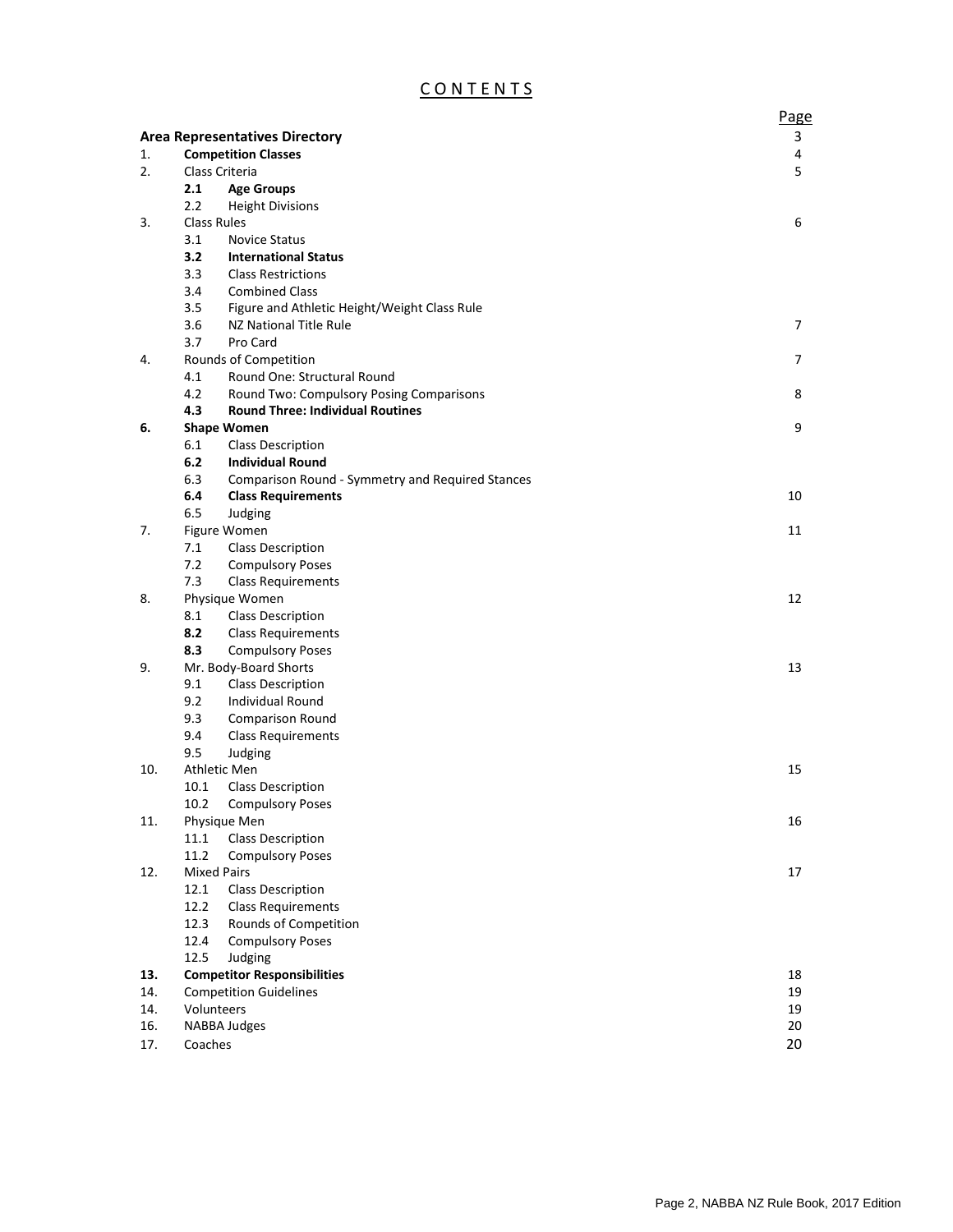# CONTENTS

| | | | Page |
|---|---|---|---|
| **Area Representatives Directory** | | | 3 |
| 1. | **Competition Classes** | | 4 |
| 2. | Class Criteria | | 5 |
| | **2.1** | **Age Groups** | |
| | 2.2 | Height Divisions | |
| 3. | Class Rules | | 6 |
| | 3.1 | Novice Status | |
| | **3.2** | **International Status** | |
| | 3.3 | Class Restrictions | |
| | 3.4 | Combined Class | |
| | 3.5 | Figure and Athletic Height/Weight Class Rule | |
| | 3.6 | NZ National Title Rule | 7 |
| | 3.7 | Pro Card | |
| 4. | Rounds of Competition | | 7 |
| | 4.1 | Round One: Structural Round | |
| | 4.2 | Round Two: Compulsory Posing Comparisons | 8 |
| | **4.3** | **Round Three: Individual Routines** | |
| **6.** | **Shape Women** | | 9 |
| | 6.1 | Class Description | |
| | **6.2** | **Individual Round** | |
| | 6.3 | Comparison Round - Symmetry and Required Stances | |
| | **6.4** | **Class Requirements** | 10 |
| | 6.5 | Judging | |
| 7. | Figure Women | | 11 |
| | 7.1 | Class Description | |
| | 7.2 | Compulsory Poses | |
| | 7.3 | Class Requirements | |
| 8. | Physique Women | | 12 |
| | 8.1 | Class Description | |
| | **8.2** | Class Requirements | |
| | **8.3** | Compulsory Poses | |
| 9. | Mr. Body-Board Shorts | | 13 |
| | 9.1 | Class Description | |
| | 9.2 | Individual Round | |
| | 9.3 | Comparison Round | |
| | 9.4 | Class Requirements | |
| | 9.5 | Judging | |
| 10. | Athletic Men | | 15 |
| | 10.1 | Class Description | |
| | 10.2 | Compulsory Poses | |
| 11. | Physique Men | | 16 |
| | 11.1 | Class Description | |
| | 11.2 | Compulsory Poses | |
| 12. | Mixed Pairs | | 17 |
| | 12.1 | Class Description | |
| | 12.2 | Class Requirements | |
| | 12.3 | Rounds of Competition | |
| | 12.4 | Compulsory Poses | |
| | 12.5 | Judging | |
| **13.** | **Competitor Responsibilities** | | 18 |
| 14. | Competition Guidelines | | 19 |
| 14. | Volunteers | | 19 |
| 16. | NABBA Judges | | 20 |
| 17. | Coaches | | 20 |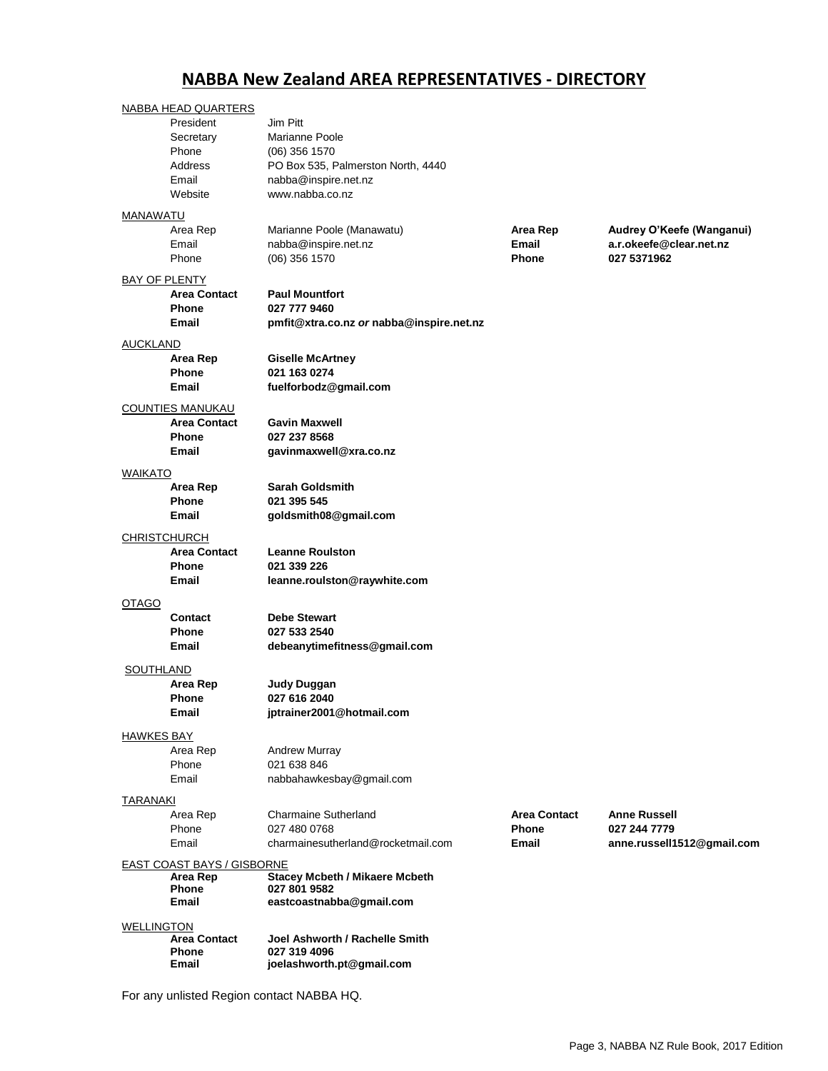# NABBA New Zealand AREA REPRESENTATIVES - DIRECTORY

NABBA HEAD QUARTERS

| | |
|---|---|
| President | Jim Pitt |
| Secretary | Marianne Poole |
| Phone | (06) 356 1570 |
| Address | PO Box 535, Palmerston North, 4440 |
| Email | nabba@inspire.net.nz |
| Website | www.nabba.co.nz |

MANAWATU

| | | | |
|---|---|---|---|
| Area Rep | Marianne Poole (Manawatu) | **Area Rep** | **Audrey O'Keefe (Wanganui)** |
| Email | nabba@inspire.net.nz | **Email** | **a.r.okeefe@clear.net.nz** |
| Phone | (06) 356 1570 | **Phone** | **027 5371962** |

BAY OF PLENTY

| | |
|---|---|
| **Area Contact** | **Paul Mountfort** |
| **Phone** | **027 777 9460** |
| **Email** | **pmfit@xtra.co.nz *or* nabba@inspire.net.nz** |

AUCKLAND

| | |
|---|---|
| **Area Rep** | **Giselle McArtney** |
| **Phone** | **021 163 0274** |
| **Email** | **fuelforbodz@gmail.com** |

COUNTIES MANUKAU

| | |
|---|---|
| **Area Contact** | **Gavin Maxwell** |
| **Phone** | **027 237 8568** |
| **Email** | **gavinmaxwell@xra.co.nz** |

WAIKATO

| | |
|---|---|
| **Area Rep** | **Sarah Goldsmith** |
| **Phone** | **021 395 545** |
| **Email** | **goldsmith08@gmail.com** |

CHRISTCHURCH

| | |
|---|---|
| **Area Contact** | **Leanne Roulston** |
| **Phone** | **021 339 226** |
| **Email** | **leanne.roulston@raywhite.com** |

OTAGO

| | |
|---|---|
| **Contact** | **Debe Stewart** |
| **Phone** | **027 533 2540** |
| **Email** | **debeanytimefitness@gmail.com** |

SOUTHLAND

| | |
|---|---|
| **Area Rep** | **Judy Duggan** |
| **Phone** | **027 616 2040** |
| **Email** | **jptrainer2001@hotmail.com** |

HAWKES BAY

| | |
|---|---|
| Area Rep | Andrew Murray |
| Phone | 021 638 846 |
| Email | nabbahawkesbay@gmail.com |

TARANAKI

| | | | |
|---|---|---|---|
| Area Rep | Charmaine Sutherland | **Area Contact** | **Anne Russell** |
| Phone | 027 480 0768 | **Phone** | **027 244 7779** |
| Email | charmainesutherland@rocketmail.com | **Email** | **anne.russell1512@gmail.com** |

EAST COAST BAYS / GISBORNE

| | |
|---|---|
| **Area Rep** | **Stacey Mcbeth / Mikaere Mcbeth** |
| **Phone** | **027 801 9582** |
| **Email** | **eastcoastnabba@gmail.com** |

WELLINGTON

| | |
|---|---|
| **Area Contact** | **Joel Ashworth / Rachelle Smith** |
| **Phone** | **027 319 4096** |
| **Email** | **joelashworth.pt@gmail.com** |

For any unlisted Region contact NABBA HQ.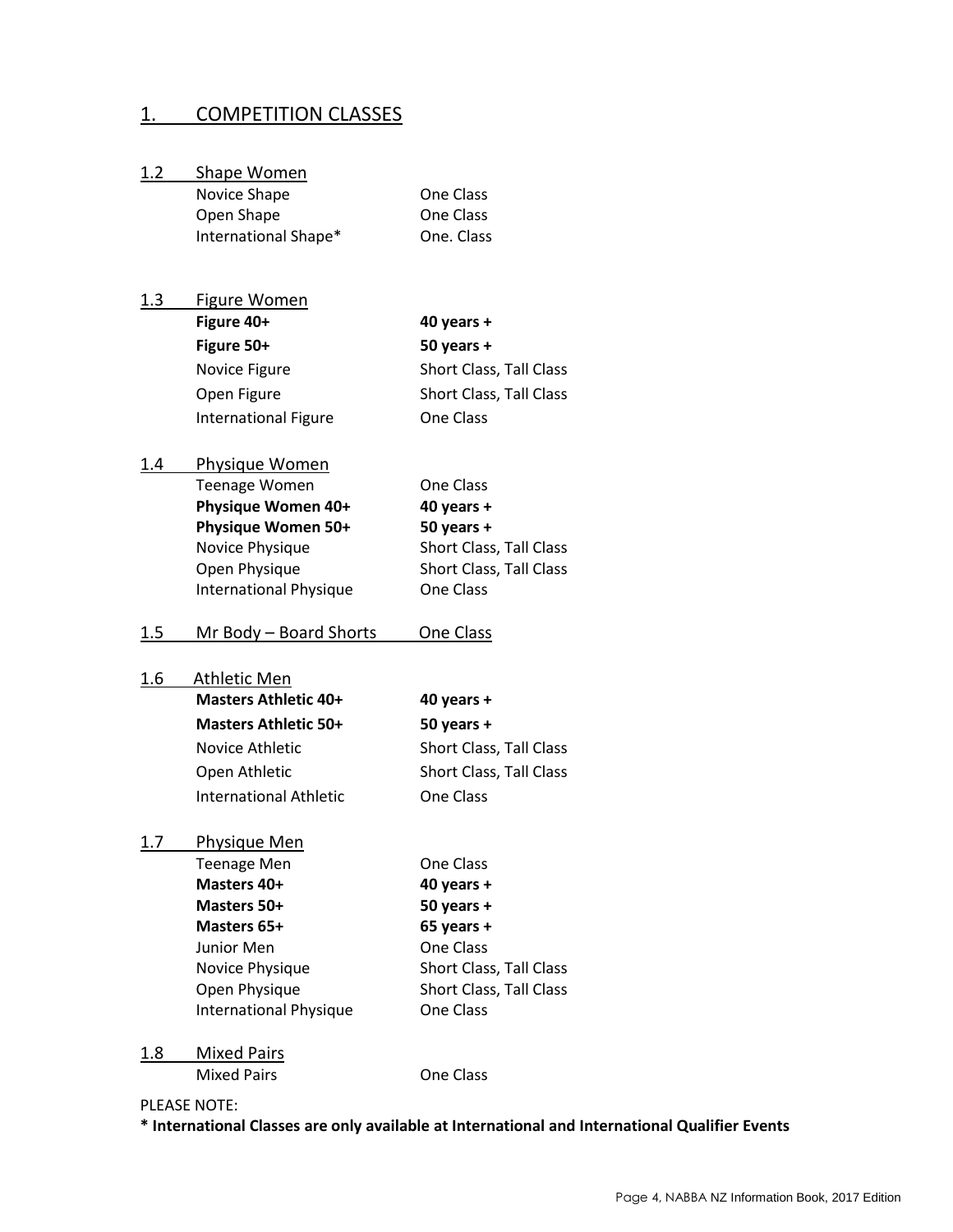## 1. COMPETITION CLASSES

### 1.2 Shape Women

| | |
|---|---|
| Novice Shape | One Class |
| Open Shape | One Class |
| International Shape* | One. Class |

### 1.3 Figure Women

| | |
|---|---|
| **Figure 40+** | **40 years +** |
| **Figure 50+** | **50 years +** |
| Novice Figure | Short Class, Tall Class |
| Open Figure | Short Class, Tall Class |
| International Figure | One Class |

### 1.4 Physique Women

| | |
|---|---|
| Teenage Women | One Class |
| **Physique Women 40+** | **40 years +** |
| **Physique Women 50+** | **50 years +** |
| Novice Physique | Short Class, Tall Class |
| Open Physique | Short Class, Tall Class |
| International Physique | One Class |

### 1.5 Mr Body – Board Shorts One Class

### 1.6 Athletic Men

| | |
|---|---|
| **Masters Athletic 40+** | **40 years +** |
| **Masters Athletic 50+** | **50 years +** |
| Novice Athletic | Short Class, Tall Class |
| Open Athletic | Short Class, Tall Class |
| International Athletic | One Class |

### 1.7 Physique Men

| | |
|---|---|
| Teenage Men | One Class |
| **Masters 40+** | **40 years +** |
| **Masters 50+** | **50 years +** |
| **Masters 65+** | **65 years +** |
| Junior Men | One Class |
| Novice Physique | Short Class, Tall Class |
| Open Physique | Short Class, Tall Class |
| International Physique | One Class |

### 1.8 Mixed Pairs

| | |
|---|---|
| Mixed Pairs | One Class |

PLEASE NOTE:

**\* International Classes are only available at International and International Qualifier Events**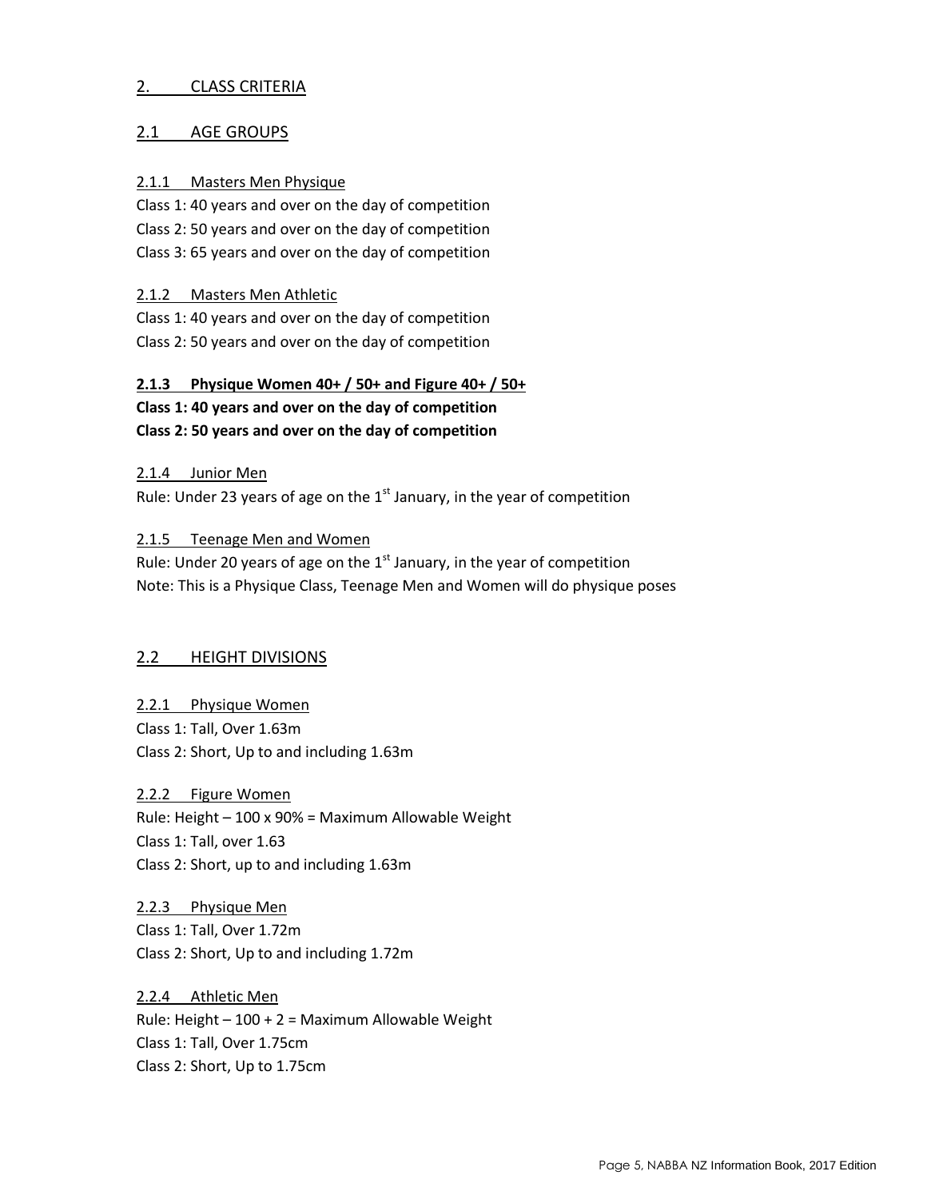## 2. CLASS CRITERIA

### 2.1 AGE GROUPS

#### 2.1.1 Masters Men Physique

Class 1: 40 years and over on the day of competition
Class 2: 50 years and over on the day of competition
Class 3: 65 years and over on the day of competition

#### 2.1.2 Masters Men Athletic

Class 1: 40 years and over on the day of competition
Class 2: 50 years and over on the day of competition

#### **2.1.3 Physique Women 40+ / 50+ and Figure 40+ / 50+**

**Class 1: 40 years and over on the day of competition**
**Class 2: 50 years and over on the day of competition**

#### 2.1.4 Junior Men

Rule: Under 23 years of age on the 1st January, in the year of competition

#### 2.1.5 Teenage Men and Women

Rule: Under 20 years of age on the 1st January, in the year of competition
Note: This is a Physique Class, Teenage Men and Women will do physique poses

### 2.2 HEIGHT DIVISIONS

#### 2.2.1 Physique Women

Class 1: Tall, Over 1.63m
Class 2: Short, Up to and including 1.63m

#### 2.2.2 Figure Women

Rule: Height – 100 x 90% = Maximum Allowable Weight
Class 1: Tall, over 1.63
Class 2: Short, up to and including 1.63m

#### 2.2.3 Physique Men

Class 1: Tall, Over 1.72m
Class 2: Short, Up to and including 1.72m

#### 2.2.4 Athletic Men

Rule: Height – 100 + 2 = Maximum Allowable Weight
Class 1: Tall, Over 1.75cm
Class 2: Short, Up to 1.75cm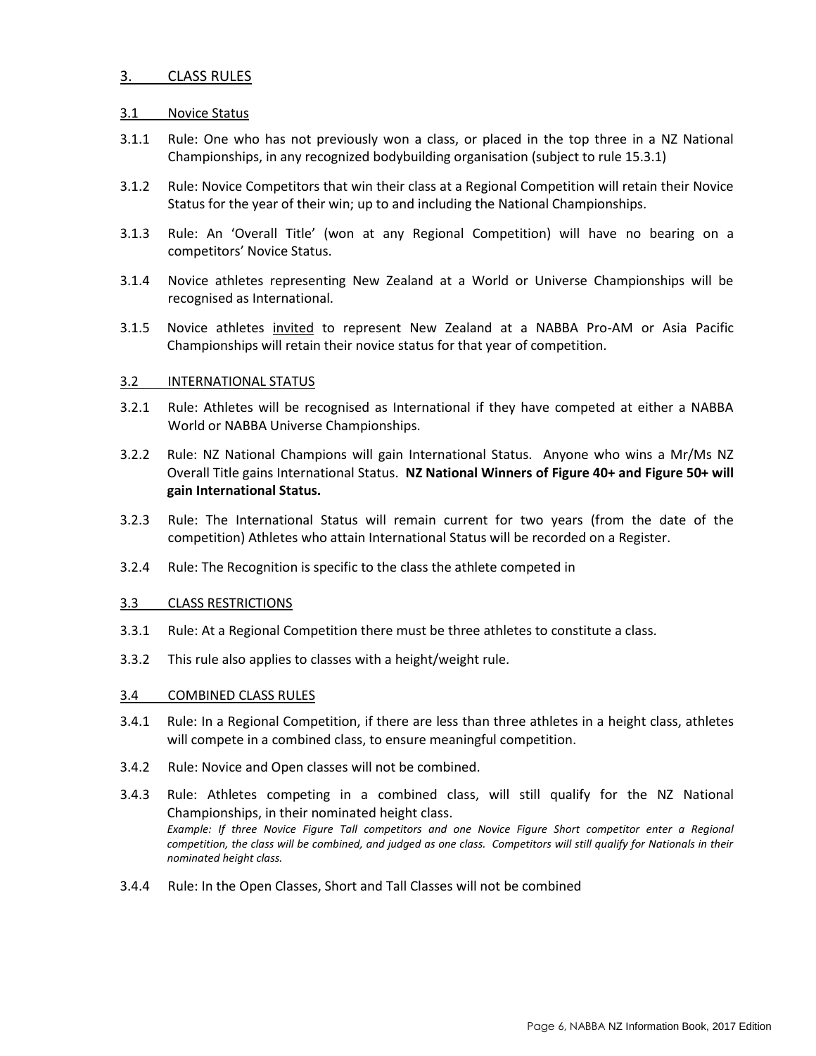## 3. CLASS RULES

### 3.1 Novice Status

3.1.1 Rule: One who has not previously won a class, or placed in the top three in a NZ National Championships, in any recognized bodybuilding organisation (subject to rule 15.3.1)

3.1.2 Rule: Novice Competitors that win their class at a Regional Competition will retain their Novice Status for the year of their win; up to and including the National Championships.

3.1.3 Rule: An 'Overall Title' (won at any Regional Competition) will have no bearing on a competitors' Novice Status.

3.1.4 Novice athletes representing New Zealand at a World or Universe Championships will be recognised as International.

3.1.5 Novice athletes invited to represent New Zealand at a NABBA Pro-AM or Asia Pacific Championships will retain their novice status for that year of competition.

### 3.2 INTERNATIONAL STATUS

3.2.1 Rule: Athletes will be recognised as International if they have competed at either a NABBA World or NABBA Universe Championships.

3.2.2 Rule: NZ National Champions will gain International Status. Anyone who wins a Mr/Ms NZ Overall Title gains International Status. **NZ National Winners of Figure 40+ and Figure 50+ will gain International Status.**

3.2.3 Rule: The International Status will remain current for two years (from the date of the competition) Athletes who attain International Status will be recorded on a Register.

3.2.4 Rule: The Recognition is specific to the class the athlete competed in

### 3.3 CLASS RESTRICTIONS

3.3.1 Rule: At a Regional Competition there must be three athletes to constitute a class.

3.3.2 This rule also applies to classes with a height/weight rule.

### 3.4 COMBINED CLASS RULES

3.4.1 Rule: In a Regional Competition, if there are less than three athletes in a height class, athletes will compete in a combined class, to ensure meaningful competition.

3.4.2 Rule: Novice and Open classes will not be combined.

3.4.3 Rule: Athletes competing in a combined class, will still qualify for the NZ National Championships, in their nominated height class.
*Example: If three Novice Figure Tall competitors and one Novice Figure Short competitor enter a Regional competition, the class will be combined, and judged as one class. Competitors will still qualify for Nationals in their nominated height class.*

3.4.4 Rule: In the Open Classes, Short and Tall Classes will not be combined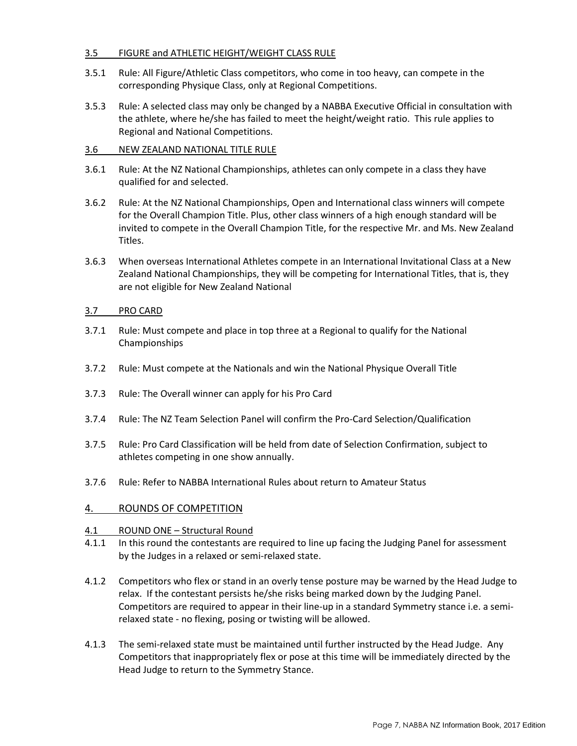### 3.5 FIGURE and ATHLETIC HEIGHT/WEIGHT CLASS RULE

3.5.1 Rule: All Figure/Athletic Class competitors, who come in too heavy, can compete in the corresponding Physique Class, only at Regional Competitions.

3.5.3 Rule: A selected class may only be changed by a NABBA Executive Official in consultation with the athlete, where he/she has failed to meet the height/weight ratio. This rule applies to Regional and National Competitions.

### 3.6 NEW ZEALAND NATIONAL TITLE RULE

3.6.1 Rule: At the NZ National Championships, athletes can only compete in a class they have qualified for and selected.

3.6.2 Rule: At the NZ National Championships, Open and International class winners will compete for the Overall Champion Title. Plus, other class winners of a high enough standard will be invited to compete in the Overall Champion Title, for the respective Mr. and Ms. New Zealand Titles.

3.6.3 When overseas International Athletes compete in an International Invitational Class at a New Zealand National Championships, they will be competing for International Titles, that is, they are not eligible for New Zealand National

### 3.7 PRO CARD

3.7.1 Rule: Must compete and place in top three at a Regional to qualify for the National Championships

3.7.2 Rule: Must compete at the Nationals and win the National Physique Overall Title

3.7.3 Rule: The Overall winner can apply for his Pro Card

3.7.4 Rule: The NZ Team Selection Panel will confirm the Pro-Card Selection/Qualification

3.7.5 Rule: Pro Card Classification will be held from date of Selection Confirmation, subject to athletes competing in one show annually.

3.7.6 Rule: Refer to NABBA International Rules about return to Amateur Status

## 4. ROUNDS OF COMPETITION

### 4.1 ROUND ONE – Structural Round

4.1.1 In this round the contestants are required to line up facing the Judging Panel for assessment by the Judges in a relaxed or semi-relaxed state.

4.1.2 Competitors who flex or stand in an overly tense posture may be warned by the Head Judge to relax. If the contestant persists he/she risks being marked down by the Judging Panel. Competitors are required to appear in their line-up in a standard Symmetry stance i.e. a semi-relaxed state - no flexing, posing or twisting will be allowed.

4.1.3 The semi-relaxed state must be maintained until further instructed by the Head Judge. Any Competitors that inappropriately flex or pose at this time will be immediately directed by the Head Judge to return to the Symmetry Stance.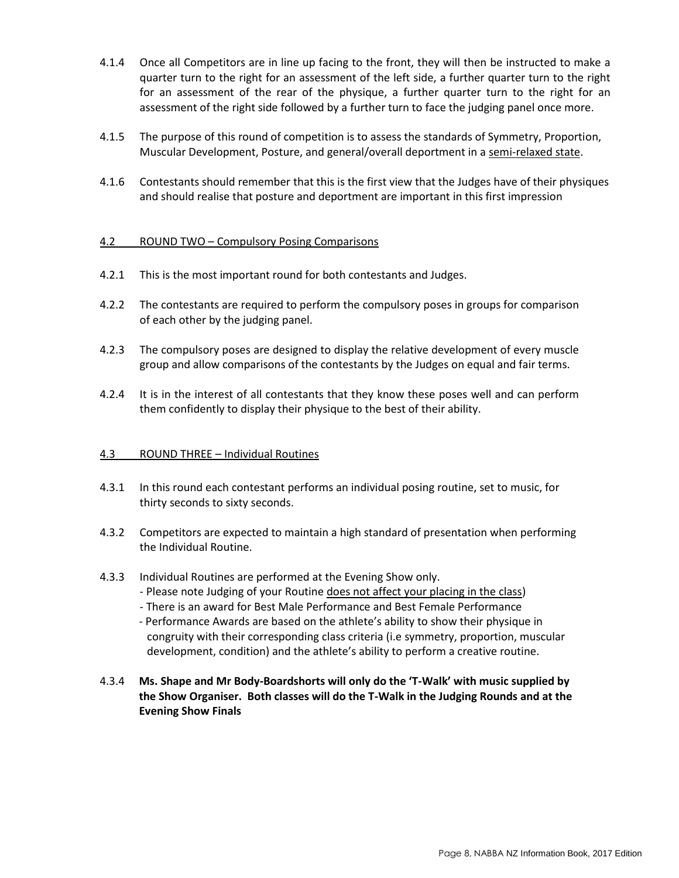4.1.4 Once all Competitors are in line up facing to the front, they will then be instructed to make a quarter turn to the right for an assessment of the left side, a further quarter turn to the right for an assessment of the rear of the physique, a further quarter turn to the right for an assessment of the right side followed by a further turn to face the judging panel once more.

4.1.5 The purpose of this round of competition is to assess the standards of Symmetry, Proportion, Muscular Development, Posture, and general/overall deportment in a <u>semi-relaxed state</u>.

4.1.6 Contestants should remember that this is the first view that the Judges have of their physiques and should realise that posture and deportment are important in this first impression

## 4.2 ROUND TWO – Compulsory Posing Comparisons

4.2.1 This is the most important round for both contestants and Judges.

4.2.2 The contestants are required to perform the compulsory poses in groups for comparison of each other by the judging panel.

4.2.3 The compulsory poses are designed to display the relative development of every muscle group and allow comparisons of the contestants by the Judges on equal and fair terms.

4.2.4 It is in the interest of all contestants that they know these poses well and can perform them confidently to display their physique to the best of their ability.

## 4.3 ROUND THREE – Individual Routines

4.3.1 In this round each contestant performs an individual posing routine, set to music, for thirty seconds to sixty seconds.

4.3.2 Competitors are expected to maintain a high standard of presentation when performing the Individual Routine.

4.3.3 Individual Routines are performed at the Evening Show only.
- Please note Judging of your Routine <u>does not affect your placing in the class</u>)
- There is an award for Best Male Performance and Best Female Performance
- Performance Awards are based on the athlete's ability to show their physique in congruity with their corresponding class criteria (i.e symmetry, proportion, muscular development, condition) and the athlete's ability to perform a creative routine.

4.3.4 **Ms. Shape and Mr Body-Boardshorts will only do the 'T-Walk' with music supplied by the Show Organiser. Both classes will do the T-Walk in the Judging Rounds and at the Evening Show Finals**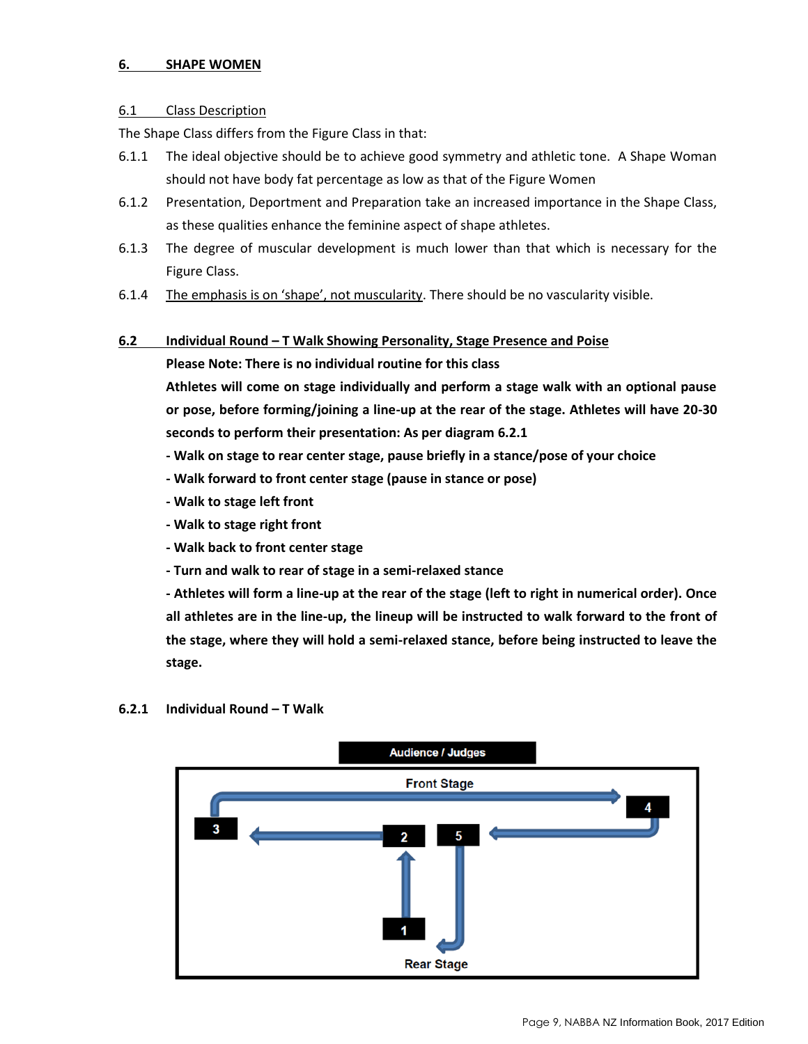## 6. SHAPE WOMEN

### 6.1 Class Description

The Shape Class differs from the Figure Class in that:

6.1.1 The ideal objective should be to achieve good symmetry and athletic tone. A Shape Woman should not have body fat percentage as low as that of the Figure Women

6.1.2 Presentation, Deportment and Preparation take an increased importance in the Shape Class, as these qualities enhance the feminine aspect of shape athletes.

6.1.3 The degree of muscular development is much lower than that which is necessary for the Figure Class.

6.1.4 The emphasis is on 'shape', not muscularity. There should be no vascularity visible.

### 6.2 Individual Round – T Walk Showing Personality, Stage Presence and Poise

**Please Note: There is no individual routine for this class**

**Athletes will come on stage individually and perform a stage walk with an optional pause or pose, before forming/joining a line-up at the rear of the stage. Athletes will have 20-30 seconds to perform their presentation: As per diagram 6.2.1**

**- Walk on stage to rear center stage, pause briefly in a stance/pose of your choice**

**- Walk forward to front center stage (pause in stance or pose)**

**- Walk to stage left front**

**- Walk to stage right front**

**- Walk back to front center stage**

**- Turn and walk to rear of stage in a semi-relaxed stance**

**- Athletes will form a line-up at the rear of the stage (left to right in numerical order). Once all athletes are in the line-up, the lineup will be instructed to walk forward to the front of the stage, where they will hold a semi-relaxed stance, before being instructed to leave the stage.**

### 6.2.1 Individual Round – T Walk

Audience / Judges

Front Stage

3

4

2

5

1

Rear Stage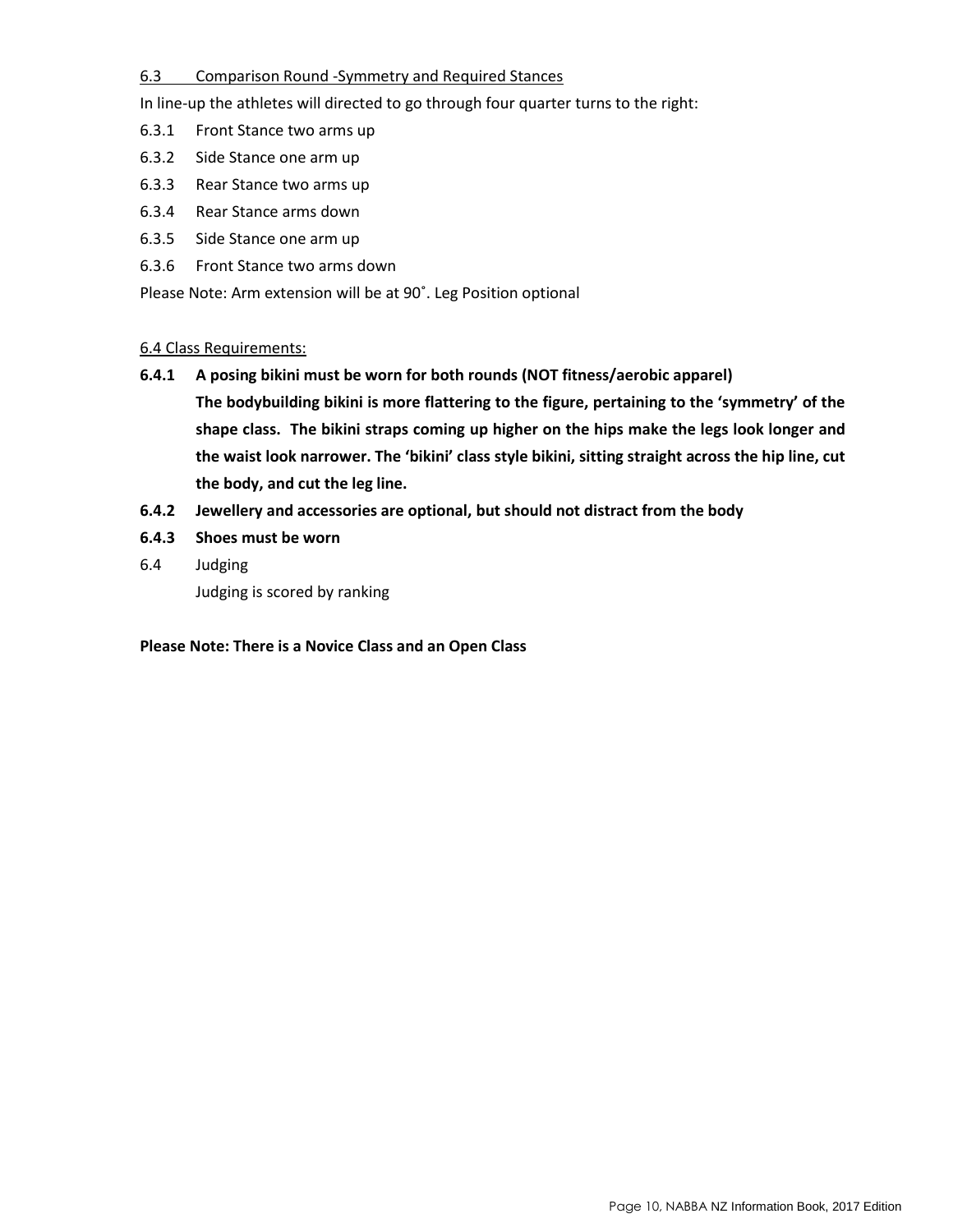## 6.3 Comparison Round -Symmetry and Required Stances

In line-up the athletes will directed to go through four quarter turns to the right:

6.3.1 Front Stance two arms up

6.3.2 Side Stance one arm up

6.3.3 Rear Stance two arms up

6.3.4 Rear Stance arms down

6.3.5 Side Stance one arm up

6.3.6 Front Stance two arms down

Please Note: Arm extension will be at 90˚. Leg Position optional

## 6.4 Class Requirements:

**6.4.1 A posing bikini must be worn for both rounds (NOT fitness/aerobic apparel)**
**The bodybuilding bikini is more flattering to the figure, pertaining to the 'symmetry' of the shape class. The bikini straps coming up higher on the hips make the legs look longer and the waist look narrower. The 'bikini' class style bikini, sitting straight across the hip line, cut the body, and cut the leg line.**

**6.4.2 Jewellery and accessories are optional, but should not distract from the body**

**6.4.3 Shoes must be worn**

6.4 Judging
Judging is scored by ranking

**Please Note: There is a Novice Class and an Open Class**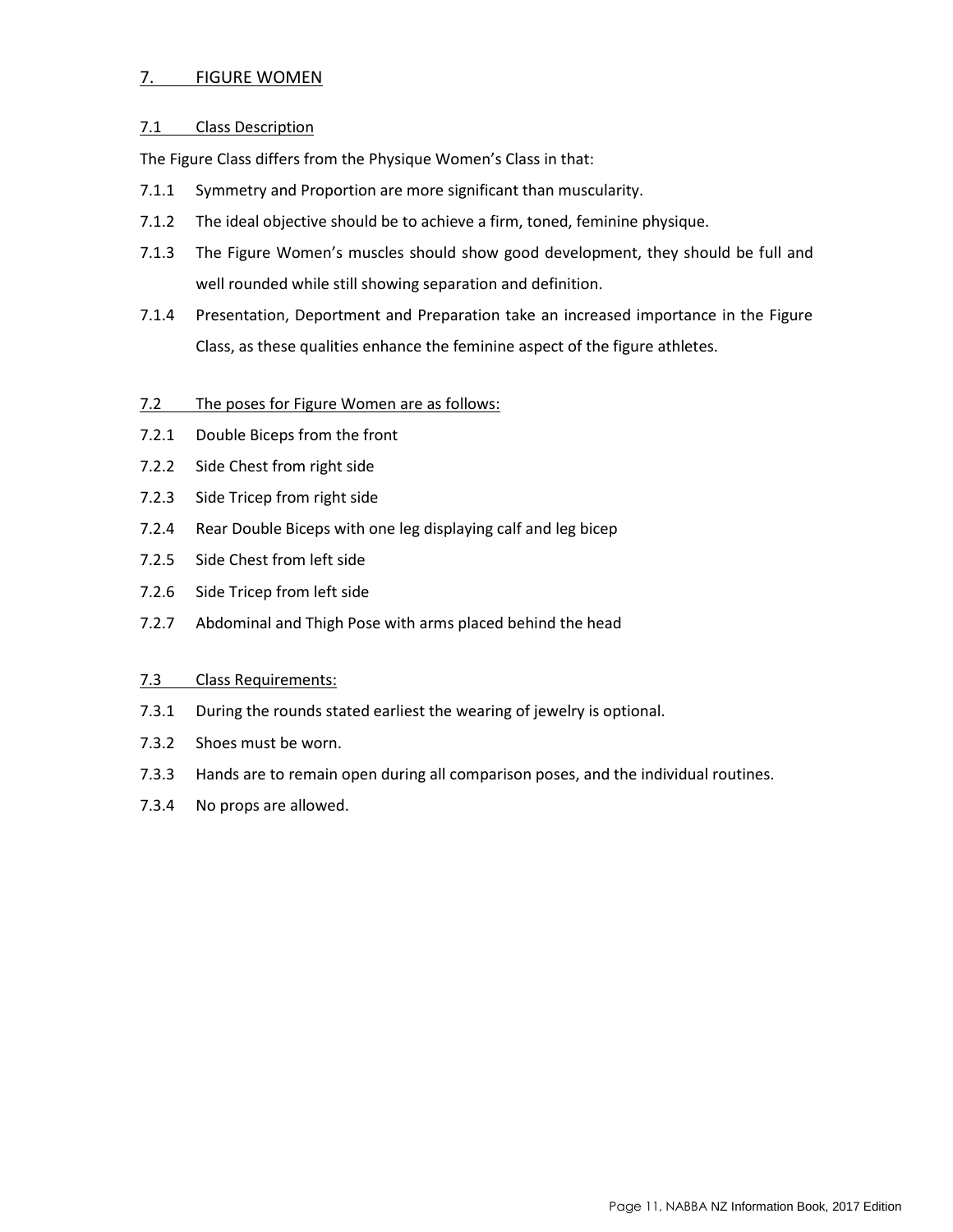## 7. FIGURE WOMEN

### 7.1 Class Description

The Figure Class differs from the Physique Women's Class in that:

7.1.1 Symmetry and Proportion are more significant than muscularity.

7.1.2 The ideal objective should be to achieve a firm, toned, feminine physique.

7.1.3 The Figure Women's muscles should show good development, they should be full and well rounded while still showing separation and definition.

7.1.4 Presentation, Deportment and Preparation take an increased importance in the Figure Class, as these qualities enhance the feminine aspect of the figure athletes.

### 7.2 The poses for Figure Women are as follows:

7.2.1 Double Biceps from the front

7.2.2 Side Chest from right side

7.2.3 Side Tricep from right side

7.2.4 Rear Double Biceps with one leg displaying calf and leg bicep

7.2.5 Side Chest from left side

7.2.6 Side Tricep from left side

7.2.7 Abdominal and Thigh Pose with arms placed behind the head

### 7.3 Class Requirements:

7.3.1 During the rounds stated earliest the wearing of jewelry is optional.

7.3.2 Shoes must be worn.

7.3.3 Hands are to remain open during all comparison poses, and the individual routines.

7.3.4 No props are allowed.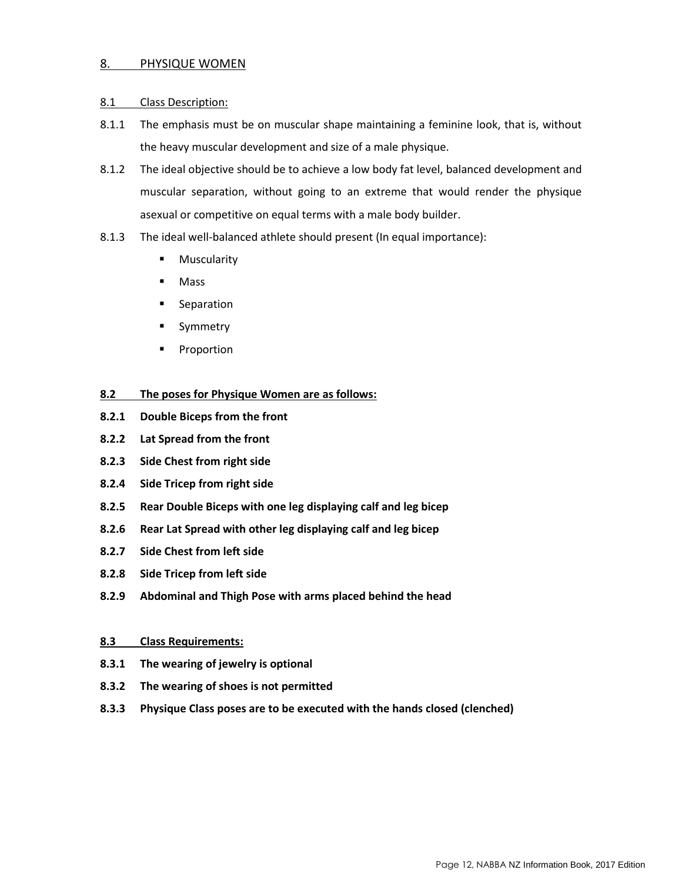## 8. PHYSIQUE WOMEN

### 8.1 Class Description:

8.1.1 The emphasis must be on muscular shape maintaining a feminine look, that is, without the heavy muscular development and size of a male physique.

8.1.2 The ideal objective should be to achieve a low body fat level, balanced development and muscular separation, without going to an extreme that would render the physique asexual or competitive on equal terms with a male body builder.

8.1.3 The ideal well-balanced athlete should present (In equal importance):

- Muscularity
- Mass
- Separation
- Symmetry
- Proportion

### **8.2 The poses for Physique Women are as follows:**

**8.2.1 Double Biceps from the front**

**8.2.2 Lat Spread from the front**

**8.2.3 Side Chest from right side**

**8.2.4 Side Tricep from right side**

**8.2.5 Rear Double Biceps with one leg displaying calf and leg bicep**

**8.2.6 Rear Lat Spread with other leg displaying calf and leg bicep**

**8.2.7 Side Chest from left side**

**8.2.8 Side Tricep from left side**

**8.2.9 Abdominal and Thigh Pose with arms placed behind the head**

### **8.3 Class Requirements:**

**8.3.1 The wearing of jewelry is optional**

**8.3.2 The wearing of shoes is not permitted**

**8.3.3 Physique Class poses are to be executed with the hands closed (clenched)**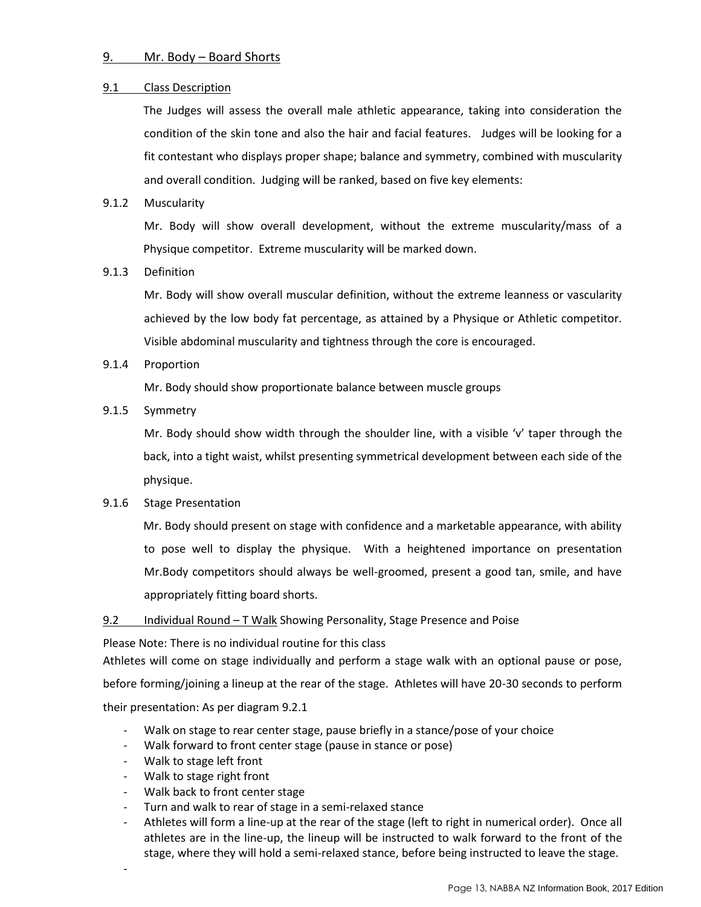## 9. Mr. Body – Board Shorts

### 9.1 Class Description

The Judges will assess the overall male athletic appearance, taking into consideration the condition of the skin tone and also the hair and facial features. Judges will be looking for a fit contestant who displays proper shape; balance and symmetry, combined with muscularity and overall condition. Judging will be ranked, based on five key elements:

9.1.2 Muscularity

Mr. Body will show overall development, without the extreme muscularity/mass of a Physique competitor. Extreme muscularity will be marked down.

9.1.3 Definition

Mr. Body will show overall muscular definition, without the extreme leanness or vascularity achieved by the low body fat percentage, as attained by a Physique or Athletic competitor. Visible abdominal muscularity and tightness through the core is encouraged.

9.1.4 Proportion

Mr. Body should show proportionate balance between muscle groups

9.1.5 Symmetry

Mr. Body should show width through the shoulder line, with a visible 'v' taper through the back, into a tight waist, whilst presenting symmetrical development between each side of the physique.

9.1.6 Stage Presentation

Mr. Body should present on stage with confidence and a marketable appearance, with ability to pose well to display the physique. With a heightened importance on presentation Mr.Body competitors should always be well-groomed, present a good tan, smile, and have appropriately fitting board shorts.

### 9.2 Individual Round – T Walk Showing Personality, Stage Presence and Poise

Please Note: There is no individual routine for this class

Athletes will come on stage individually and perform a stage walk with an optional pause or pose, before forming/joining a lineup at the rear of the stage. Athletes will have 20-30 seconds to perform their presentation: As per diagram 9.2.1

- Walk on stage to rear center stage, pause briefly in a stance/pose of your choice
- Walk forward to front center stage (pause in stance or pose)
- Walk to stage left front
- Walk to stage right front
- Walk back to front center stage
- Turn and walk to rear of stage in a semi-relaxed stance
- Athletes will form a line-up at the rear of the stage (left to right in numerical order). Once all athletes are in the line-up, the lineup will be instructed to walk forward to the front of the stage, where they will hold a semi-relaxed stance, before being instructed to leave the stage.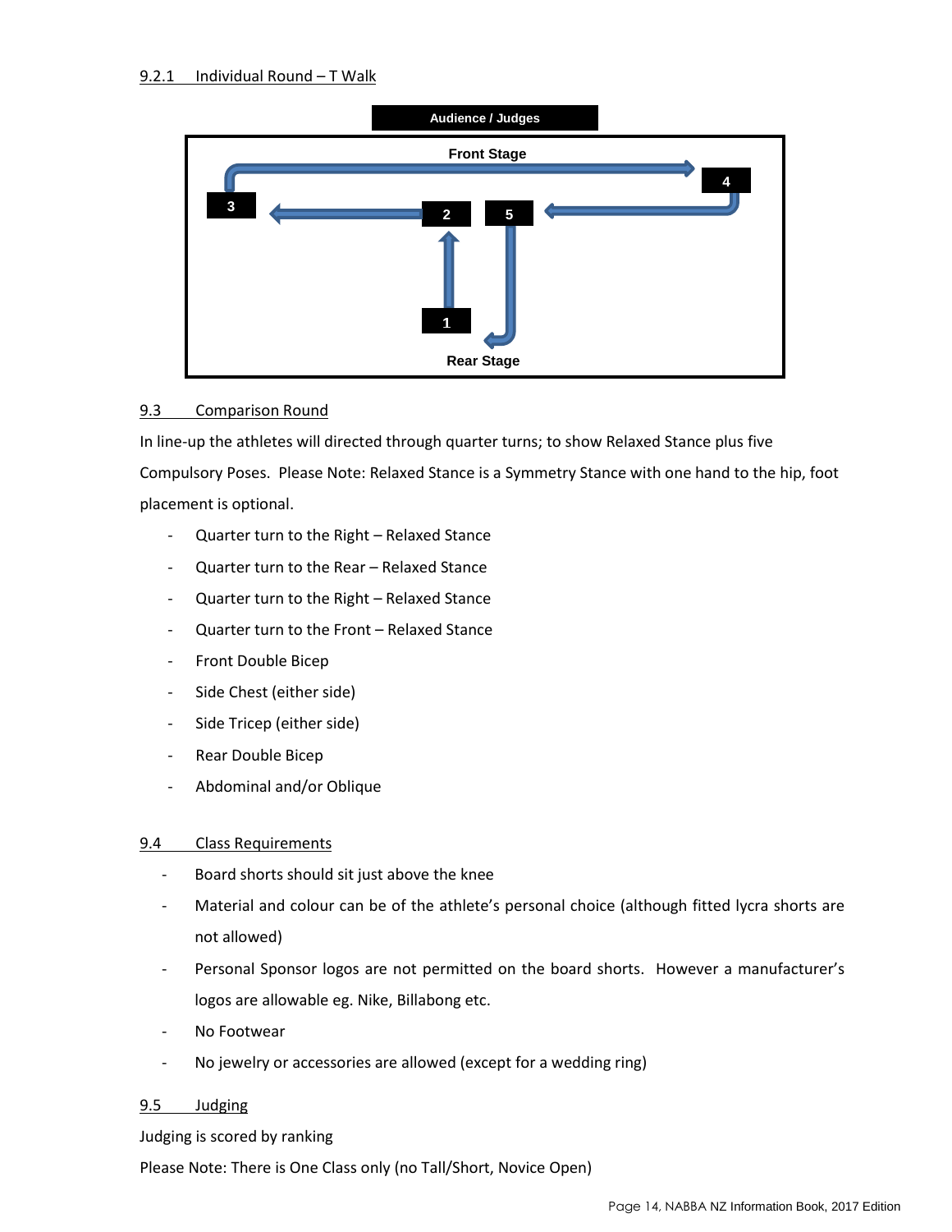### 9.2.1 Individual Round – T Walk

Audience / Judges

Front Stage

3

2

5

4

1

Rear Stage

### 9.3 Comparison Round

In line-up the athletes will directed through quarter turns; to show Relaxed Stance plus five Compulsory Poses. Please Note: Relaxed Stance is a Symmetry Stance with one hand to the hip, foot placement is optional.

- Quarter turn to the Right – Relaxed Stance
- Quarter turn to the Rear – Relaxed Stance
- Quarter turn to the Right – Relaxed Stance
- Quarter turn to the Front – Relaxed Stance
- Front Double Bicep
- Side Chest (either side)
- Side Tricep (either side)
- Rear Double Bicep
- Abdominal and/or Oblique

### 9.4 Class Requirements

- Board shorts should sit just above the knee
- Material and colour can be of the athlete's personal choice (although fitted lycra shorts are not allowed)
- Personal Sponsor logos are not permitted on the board shorts. However a manufacturer's logos are allowable eg. Nike, Billabong etc.
- No Footwear
- No jewelry or accessories are allowed (except for a wedding ring)

### 9.5 Judging

Judging is scored by ranking

Please Note: There is One Class only (no Tall/Short, Novice Open)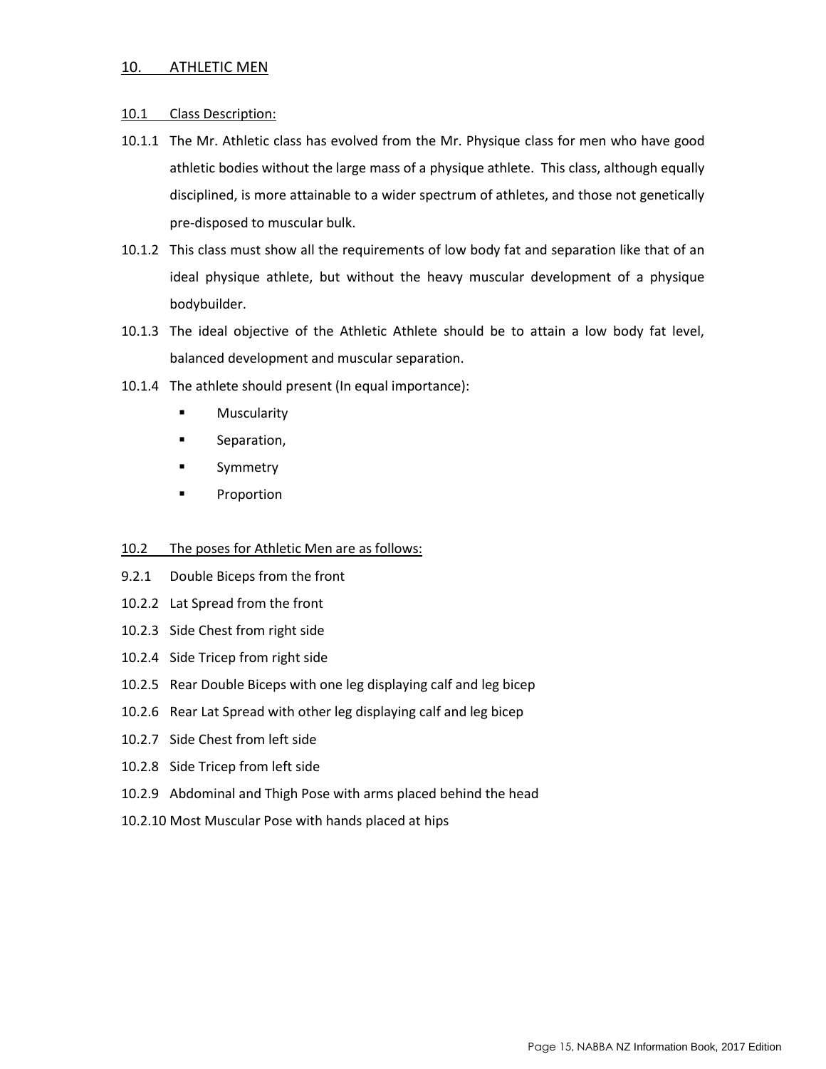## 10. ATHLETIC MEN

### 10.1 Class Description:

10.1.1 The Mr. Athletic class has evolved from the Mr. Physique class for men who have good athletic bodies without the large mass of a physique athlete. This class, although equally disciplined, is more attainable to a wider spectrum of athletes, and those not genetically pre-disposed to muscular bulk.

10.1.2 This class must show all the requirements of low body fat and separation like that of an ideal physique athlete, but without the heavy muscular development of a physique bodybuilder.

10.1.3 The ideal objective of the Athletic Athlete should be to attain a low body fat level, balanced development and muscular separation.

10.1.4 The athlete should present (In equal importance):

- Muscularity
- Separation,
- Symmetry
- Proportion

### 10.2 The poses for Athletic Men are as follows:

9.2.1 Double Biceps from the front

10.2.2 Lat Spread from the front

10.2.3 Side Chest from right side

10.2.4 Side Tricep from right side

10.2.5 Rear Double Biceps with one leg displaying calf and leg bicep

10.2.6 Rear Lat Spread with other leg displaying calf and leg bicep

10.2.7 Side Chest from left side

10.2.8 Side Tricep from left side

10.2.9 Abdominal and Thigh Pose with arms placed behind the head

10.2.10 Most Muscular Pose with hands placed at hips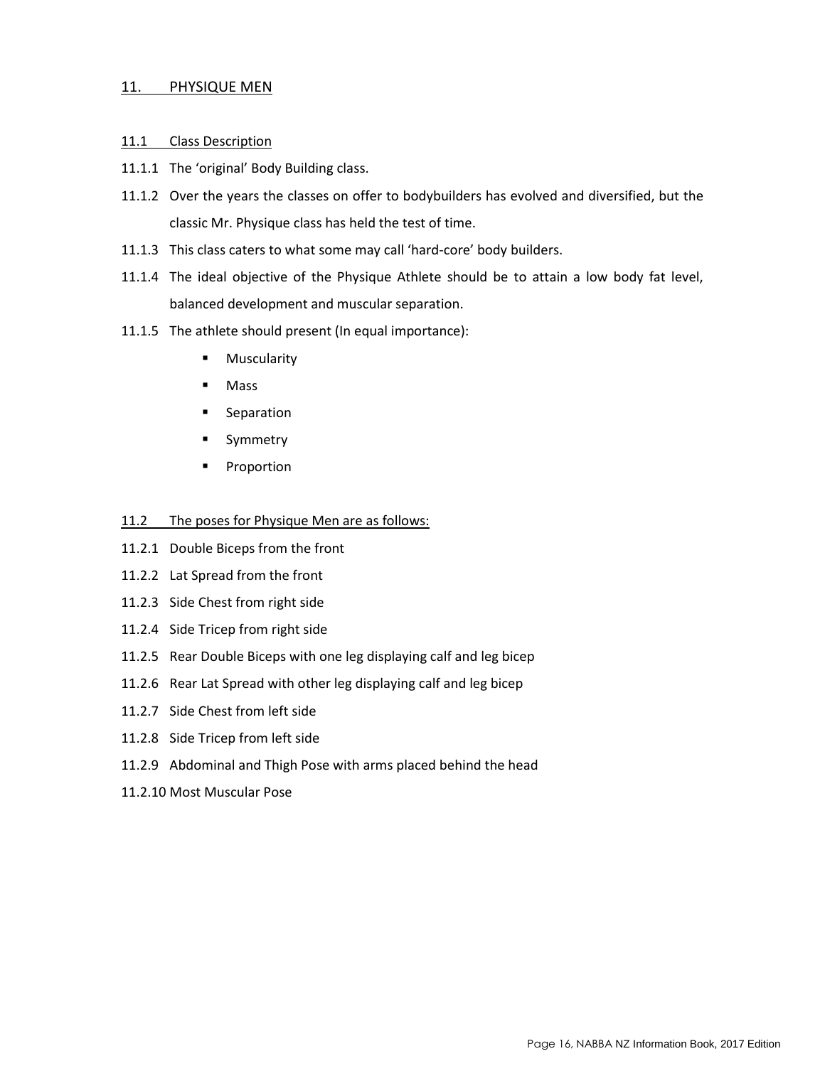## 11. PHYSIQUE MEN

### 11.1 Class Description

11.1.1 The 'original' Body Building class.

11.1.2 Over the years the classes on offer to bodybuilders has evolved and diversified, but the classic Mr. Physique class has held the test of time.

11.1.3 This class caters to what some may call 'hard-core' body builders.

11.1.4 The ideal objective of the Physique Athlete should be to attain a low body fat level, balanced development and muscular separation.

11.1.5 The athlete should present (In equal importance):

- Muscularity
- Mass
- Separation
- Symmetry
- Proportion

### 11.2 The poses for Physique Men are as follows:

11.2.1 Double Biceps from the front

11.2.2 Lat Spread from the front

11.2.3 Side Chest from right side

11.2.4 Side Tricep from right side

11.2.5 Rear Double Biceps with one leg displaying calf and leg bicep

11.2.6 Rear Lat Spread with other leg displaying calf and leg bicep

11.2.7 Side Chest from left side

11.2.8 Side Tricep from left side

11.2.9 Abdominal and Thigh Pose with arms placed behind the head

11.2.10 Most Muscular Pose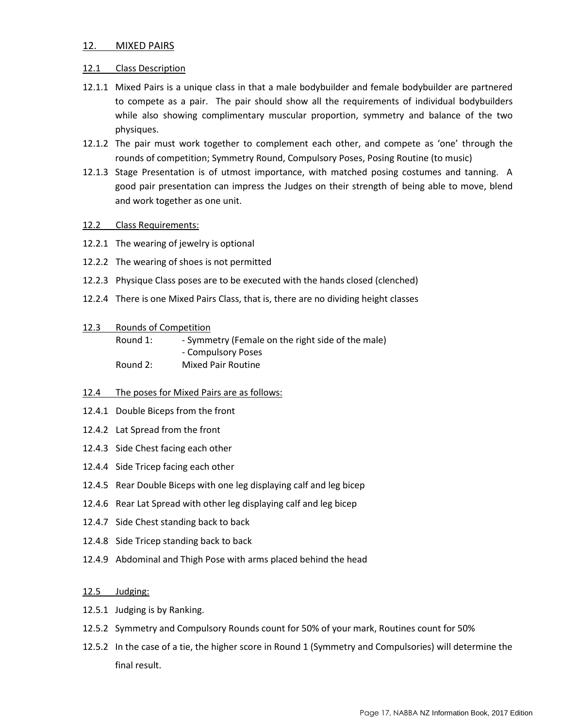## 12. MIXED PAIRS

### 12.1 Class Description

12.1.1 Mixed Pairs is a unique class in that a male bodybuilder and female bodybuilder are partnered to compete as a pair. The pair should show all the requirements of individual bodybuilders while also showing complimentary muscular proportion, symmetry and balance of the two physiques.

12.1.2 The pair must work together to complement each other, and compete as 'one' through the rounds of competition; Symmetry Round, Compulsory Poses, Posing Routine (to music)

12.1.3 Stage Presentation is of utmost importance, with matched posing costumes and tanning. A good pair presentation can impress the Judges on their strength of being able to move, blend and work together as one unit.

### 12.2 Class Requirements:

12.2.1 The wearing of jewelry is optional

12.2.2 The wearing of shoes is not permitted

12.2.3 Physique Class poses are to be executed with the hands closed (clenched)

12.2.4 There is one Mixed Pairs Class, that is, there are no dividing height classes

### 12.3 Rounds of Competition

Round 1: - Symmetry (Female on the right side of the male)
- Compulsory Poses

Round 2: Mixed Pair Routine

### 12.4 The poses for Mixed Pairs are as follows:

12.4.1 Double Biceps from the front

12.4.2 Lat Spread from the front

12.4.3 Side Chest facing each other

12.4.4 Side Tricep facing each other

12.4.5 Rear Double Biceps with one leg displaying calf and leg bicep

12.4.6 Rear Lat Spread with other leg displaying calf and leg bicep

12.4.7 Side Chest standing back to back

12.4.8 Side Tricep standing back to back

12.4.9 Abdominal and Thigh Pose with arms placed behind the head

### 12.5 Judging:

12.5.1 Judging is by Ranking.

12.5.2 Symmetry and Compulsory Rounds count for 50% of your mark, Routines count for 50%

12.5.2 In the case of a tie, the higher score in Round 1 (Symmetry and Compulsories) will determine the final result.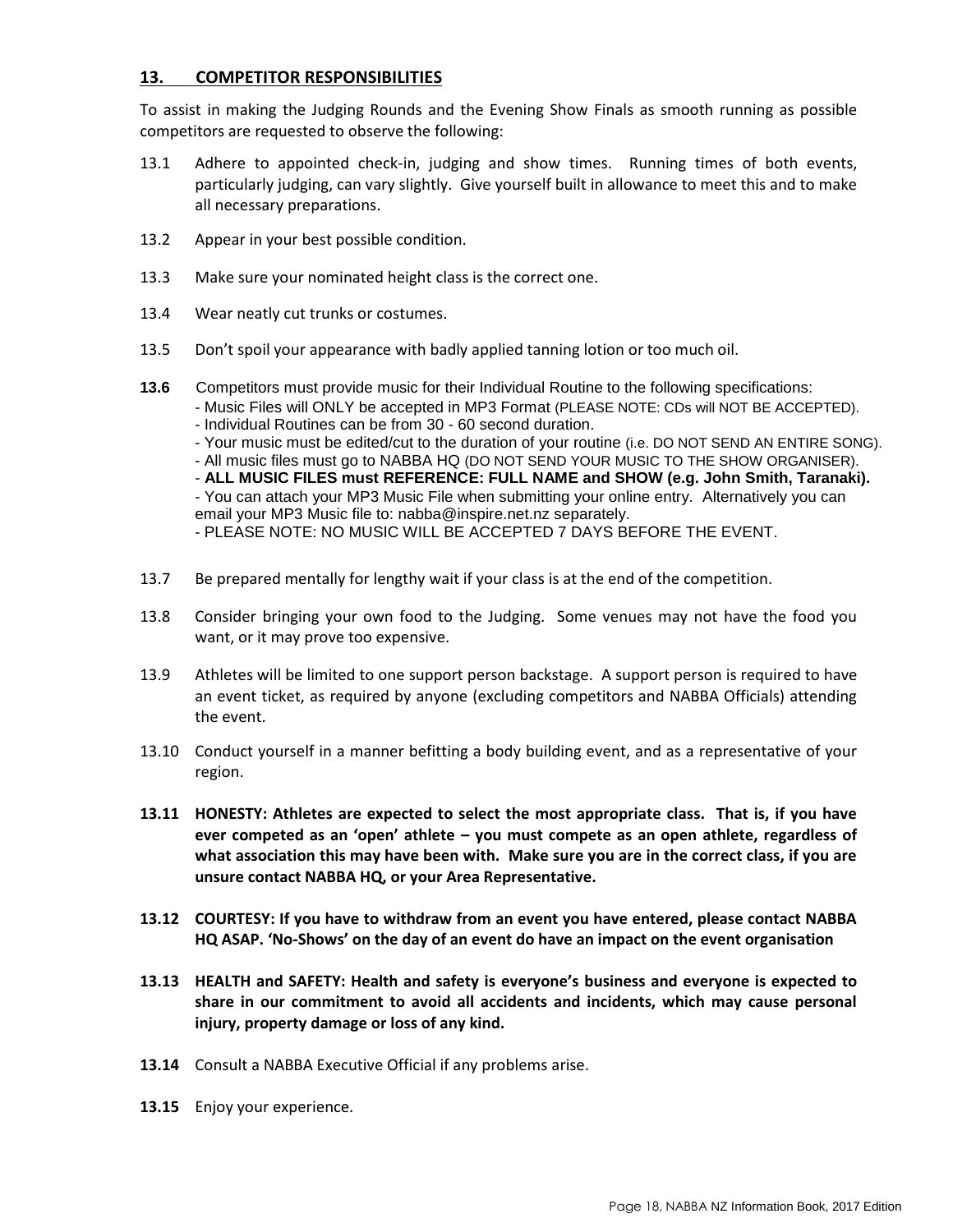## 13. COMPETITOR RESPONSIBILITIES

To assist in making the Judging Rounds and the Evening Show Finals as smooth running as possible competitors are requested to observe the following:

13.1 Adhere to appointed check-in, judging and show times. Running times of both events, particularly judging, can vary slightly. Give yourself built in allowance to meet this and to make all necessary preparations.

13.2 Appear in your best possible condition.

13.3 Make sure your nominated height class is the correct one.

13.4 Wear neatly cut trunks or costumes.

13.5 Don't spoil your appearance with badly applied tanning lotion or too much oil.

**13.6** Competitors must provide music for their Individual Routine to the following specifications:

- Music Files will ONLY be accepted in MP3 Format (PLEASE NOTE: CDs will NOT BE ACCEPTED).
- Individual Routines can be from 30 - 60 second duration.
- Your music must be edited/cut to the duration of your routine (i.e. DO NOT SEND AN ENTIRE SONG).
- All music files must go to NABBA HQ (DO NOT SEND YOUR MUSIC TO THE SHOW ORGANISER).
- **ALL MUSIC FILES must REFERENCE: FULL NAME and SHOW (e.g. John Smith, Taranaki).**
- You can attach your MP3 Music File when submitting your online entry. Alternatively you can email your MP3 Music file to: nabba@inspire.net.nz separately.
- PLEASE NOTE: NO MUSIC WILL BE ACCEPTED 7 DAYS BEFORE THE EVENT.

13.7 Be prepared mentally for lengthy wait if your class is at the end of the competition.

13.8 Consider bringing your own food to the Judging. Some venues may not have the food you want, or it may prove too expensive.

13.9 Athletes will be limited to one support person backstage. A support person is required to have an event ticket, as required by anyone (excluding competitors and NABBA Officials) attending the event.

13.10 Conduct yourself in a manner befitting a body building event, and as a representative of your region.

**13.11 HONESTY: Athletes are expected to select the most appropriate class. That is, if you have ever competed as an 'open' athlete – you must compete as an open athlete, regardless of what association this may have been with. Make sure you are in the correct class, if you are unsure contact NABBA HQ, or your Area Representative.**

**13.12 COURTESY: If you have to withdraw from an event you have entered, please contact NABBA HQ ASAP. 'No-Shows' on the day of an event do have an impact on the event organisation**

**13.13 HEALTH and SAFETY: Health and safety is everyone's business and everyone is expected to share in our commitment to avoid all accidents and incidents, which may cause personal injury, property damage or loss of any kind.**

**13.14** Consult a NABBA Executive Official if any problems arise.

**13.15** Enjoy your experience.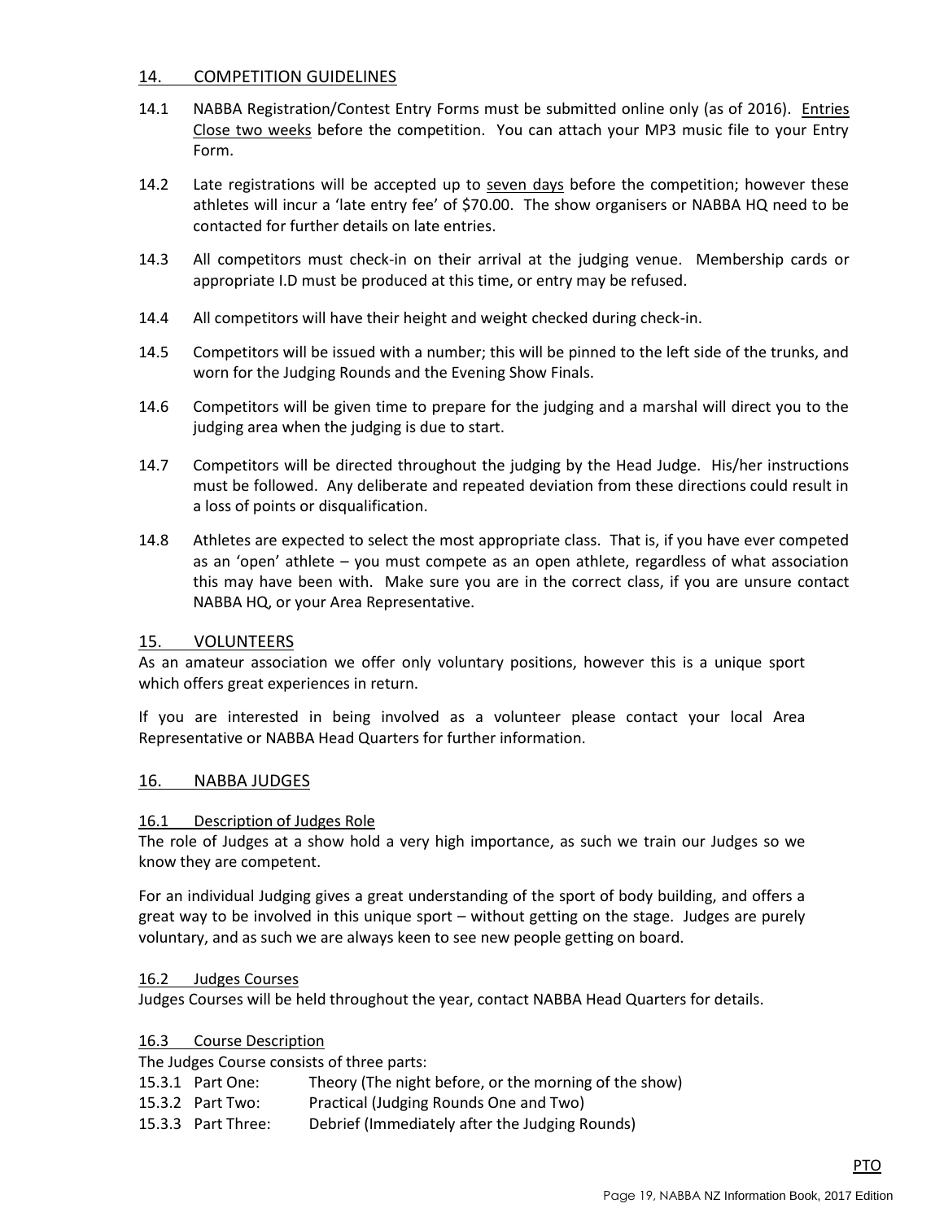## 14. COMPETITION GUIDELINES

14.1 NABBA Registration/Contest Entry Forms must be submitted online only (as of 2016). Entries Close two weeks before the competition. You can attach your MP3 music file to your Entry Form.

14.2 Late registrations will be accepted up to seven days before the competition; however these athletes will incur a 'late entry fee' of $70.00. The show organisers or NABBA HQ need to be contacted for further details on late entries.

14.3 All competitors must check-in on their arrival at the judging venue. Membership cards or appropriate I.D must be produced at this time, or entry may be refused.

14.4 All competitors will have their height and weight checked during check-in.

14.5 Competitors will be issued with a number; this will be pinned to the left side of the trunks, and worn for the Judging Rounds and the Evening Show Finals.

14.6 Competitors will be given time to prepare for the judging and a marshal will direct you to the judging area when the judging is due to start.

14.7 Competitors will be directed throughout the judging by the Head Judge. His/her instructions must be followed. Any deliberate and repeated deviation from these directions could result in a loss of points or disqualification.

14.8 Athletes are expected to select the most appropriate class. That is, if you have ever competed as an 'open' athlete – you must compete as an open athlete, regardless of what association this may have been with. Make sure you are in the correct class, if you are unsure contact NABBA HQ, or your Area Representative.

## 15. VOLUNTEERS

As an amateur association we offer only voluntary positions, however this is a unique sport which offers great experiences in return.

If you are interested in being involved as a volunteer please contact your local Area Representative or NABBA Head Quarters for further information.

## 16. NABBA JUDGES

### 16.1 Description of Judges Role

The role of Judges at a show hold a very high importance, as such we train our Judges so we know they are competent.

For an individual Judging gives a great understanding of the sport of body building, and offers a great way to be involved in this unique sport – without getting on the stage. Judges are purely voluntary, and as such we are always keen to see new people getting on board.

### 16.2 Judges Courses

Judges Courses will be held throughout the year, contact NABBA Head Quarters for details.

### 16.3 Course Description

The Judges Course consists of three parts:

15.3.1 Part One: Theory (The night before, or the morning of the show)
15.3.2 Part Two: Practical (Judging Rounds One and Two)
15.3.3 Part Three: Debrief (Immediately after the Judging Rounds)

PTO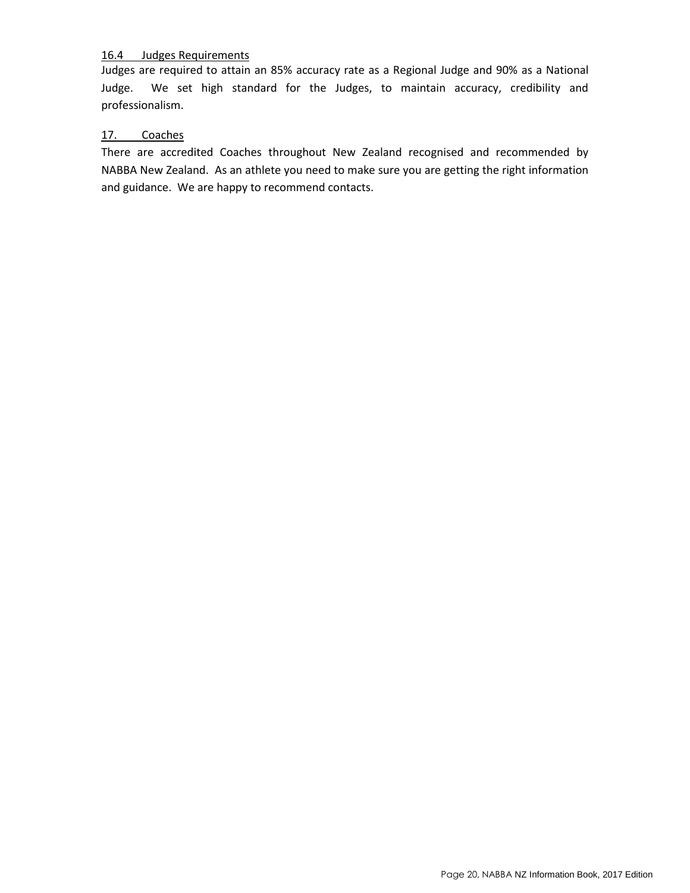### 16.4 Judges Requirements

Judges are required to attain an 85% accuracy rate as a Regional Judge and 90% as a National Judge. We set high standard for the Judges, to maintain accuracy, credibility and professionalism.

## 17. Coaches

There are accredited Coaches throughout New Zealand recognised and recommended by NABBA New Zealand. As an athlete you need to make sure you are getting the right information and guidance. We are happy to recommend contacts.